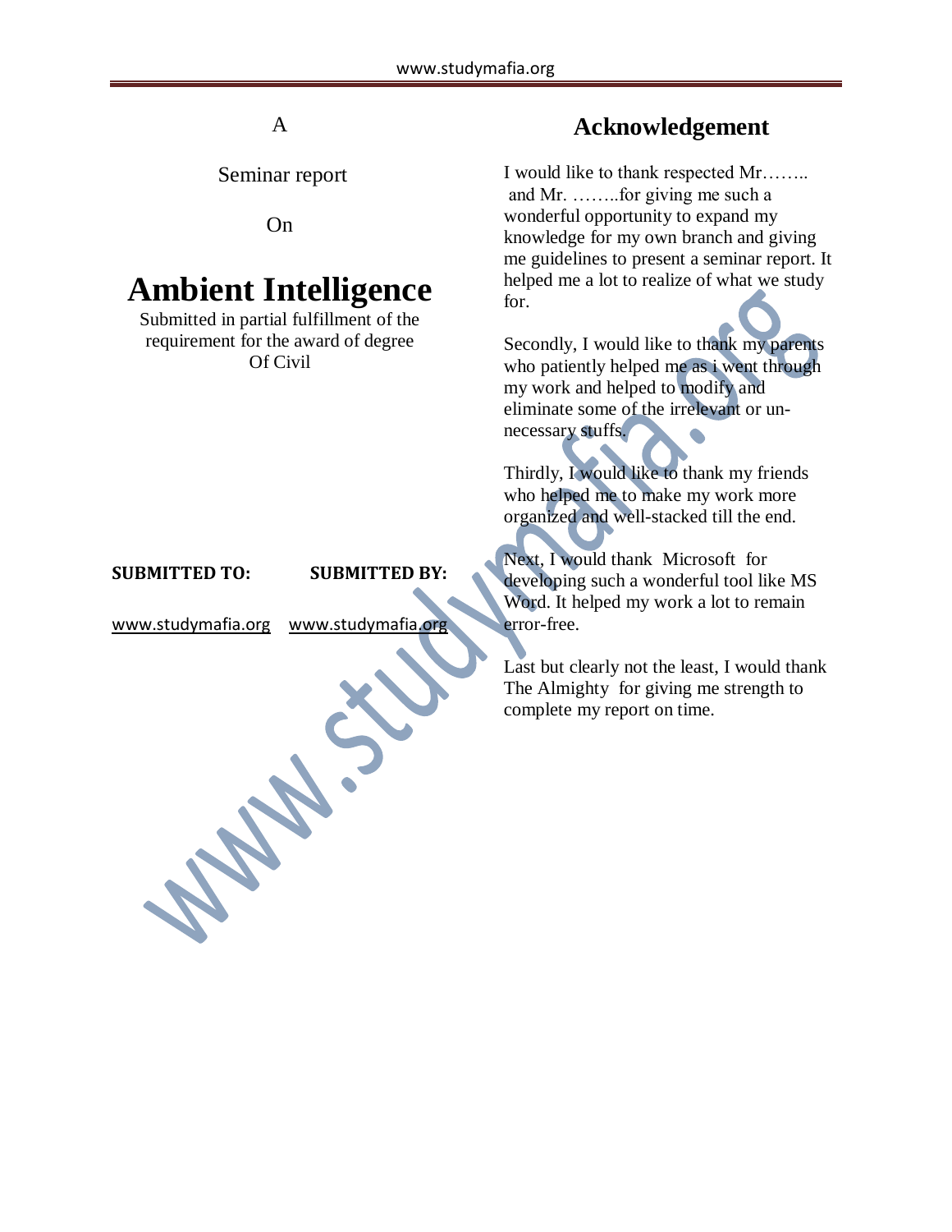A

Seminar report

On

# Ambient Intelligence

Submitted in partial fulfillment of the requirement for the award of degree Of Civil

**SUBMITTED TO:** www.studymafia.org

**SUBMITTED BY:** www.studymafia.org

## Acknowledgement

I would like to thank respected Mr…….. and Mr. ……..for giving me such a wonderful opportunity to expand my knowledge for my own branch and giving me guidelines to present a seminar report. It helped me a lot to realize of what we study for.

Secondly, I would like to thank my parents who patiently helped me as i went through my work and helped to modify and eliminate some of the irrelevant or un-necessary stuffs.

Thirdly, I would like to thank my friends who helped me to make my work more organized and well-stacked till the end.

Next, I would thank Microsoft for developing such a wonderful tool like MS Word. It helped my work a lot to remain error-free.

Last but clearly not the least, I would thank The Almighty for giving me strength to complete my report on time.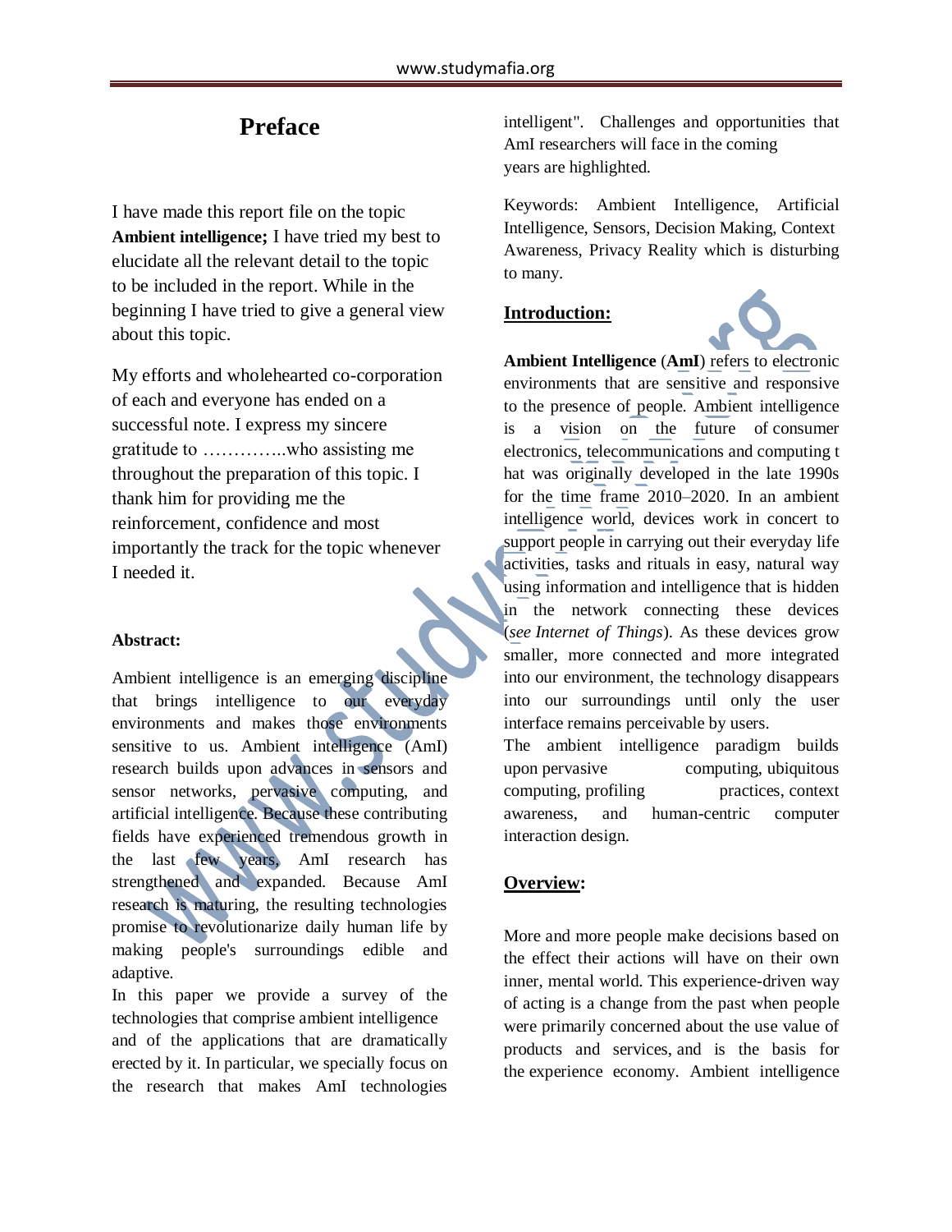# Preface

I have made this report file on the topic **Ambient intelligence;** I have tried my best to elucidate all the relevant detail to the topic to be included in the report. While in the beginning I have tried to give a general view about this topic.

My efforts and wholehearted co-corporation of each and everyone has ended on a successful note. I express my sincere gratitude to …………..who assisting me throughout the preparation of this topic. I thank him for providing me the reinforcement, confidence and most importantly the track for the topic whenever I needed it.

**Abstract:**

Ambient intelligence is an emerging discipline that brings intelligence to our everyday environments and makes those environments sensitive to us. Ambient intelligence (AmI) research builds upon advances in sensors and sensor networks, pervasive computing, and artificial intelligence. Because these contributing fields have experienced tremendous growth in the last few years, AmI research has strengthened and expanded. Because AmI research is maturing, the resulting technologies promise to revolutionarize daily human life by making people's surroundings edible and adaptive.

In this paper we provide a survey of the technologies that comprise ambient intelligence and of the applications that are dramatically erected by it. In particular, we specially focus on the research that makes AmI technologies intelligent". Challenges and opportunities that AmI researchers will face in the coming years are highlighted.

Keywords: Ambient Intelligence, Artificial Intelligence, Sensors, Decision Making, Context Awareness, Privacy Reality which is disturbing to many.

**Introduction:**

**Ambient Intelligence** (**AmI**) refers to electronic environments that are sensitive and responsive to the presence of people. Ambient intelligence is a vision on the future of consumer electronics, telecommunications and computing t hat was originally developed in the late 1990s for the time frame 2010–2020. In an ambient intelligence world, devices work in concert to support people in carrying out their everyday life activities, tasks and rituals in easy, natural way using information and intelligence that is hidden in the network connecting these devices (*see Internet of Things*). As these devices grow smaller, more connected and more integrated into our environment, the technology disappears into our surroundings until only the user interface remains perceivable by users.

The ambient intelligence paradigm builds upon pervasive computing, ubiquitous computing, profiling practices, context awareness, and human-centric computer interaction design.

**Overview:**

More and more people make decisions based on the effect their actions will have on their own inner, mental world. This experience-driven way of acting is a change from the past when people were primarily concerned about the use value of products and services, and is the basis for the experience economy. Ambient intelligence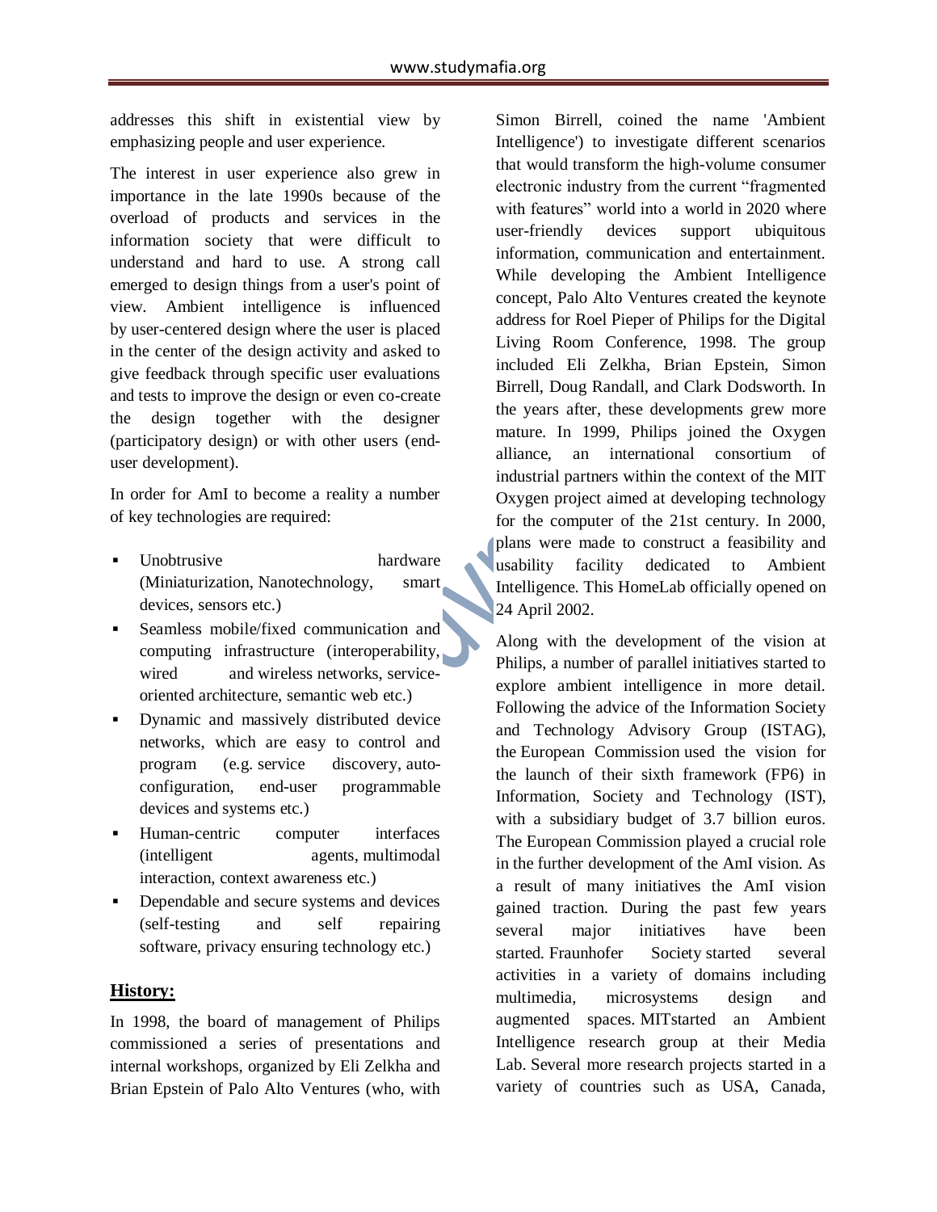addresses this shift in existential view by emphasizing people and user experience.

The interest in user experience also grew in importance in the late 1990s because of the overload of products and services in the information society that were difficult to understand and hard to use. A strong call emerged to design things from a user's point of view. Ambient intelligence is influenced by user-centered design where the user is placed in the center of the design activity and asked to give feedback through specific user evaluations and tests to improve the design or even co-create the design together with the designer (participatory design) or with other users (end-user development).

In order for AmI to become a reality a number of key technologies are required:

- Unobtrusive hardware (Miniaturization, Nanotechnology, smart devices, sensors etc.)
- Seamless mobile/fixed communication and computing infrastructure (interoperability, wired and wireless networks, service-oriented architecture, semantic web etc.)
- Dynamic and massively distributed device networks, which are easy to control and program (e.g. service discovery, auto-configuration, end-user programmable devices and systems etc.)
- Human-centric computer interfaces (intelligent agents, multimodal interaction, context awareness etc.)
- Dependable and secure systems and devices (self-testing and self repairing software, privacy ensuring technology etc.)

## History:

In 1998, the board of management of Philips commissioned a series of presentations and internal workshops, organized by Eli Zelkha and Brian Epstein of Palo Alto Ventures (who, with Simon Birrell, coined the name 'Ambient Intelligence') to investigate different scenarios that would transform the high-volume consumer electronic industry from the current "fragmented with features" world into a world in 2020 where user-friendly devices support ubiquitous information, communication and entertainment. While developing the Ambient Intelligence concept, Palo Alto Ventures created the keynote address for Roel Pieper of Philips for the Digital Living Room Conference, 1998. The group included Eli Zelkha, Brian Epstein, Simon Birrell, Doug Randall, and Clark Dodsworth. In the years after, these developments grew more mature. In 1999, Philips joined the Oxygen alliance, an international consortium of industrial partners within the context of the MIT Oxygen project aimed at developing technology for the computer of the 21st century. In 2000, plans were made to construct a feasibility and usability facility dedicated to Ambient Intelligence. This HomeLab officially opened on 24 April 2002.

Along with the development of the vision at Philips, a number of parallel initiatives started to explore ambient intelligence in more detail. Following the advice of the Information Society and Technology Advisory Group (ISTAG), the European Commission used the vision for the launch of their sixth framework (FP6) in Information, Society and Technology (IST), with a subsidiary budget of 3.7 billion euros. The European Commission played a crucial role in the further development of the AmI vision. As a result of many initiatives the AmI vision gained traction. During the past few years several major initiatives have been started. Fraunhofer Society started several activities in a variety of domains including multimedia, microsystems design and augmented spaces. MITstarted an Ambient Intelligence research group at their Media Lab. Several more research projects started in a variety of countries such as USA, Canada,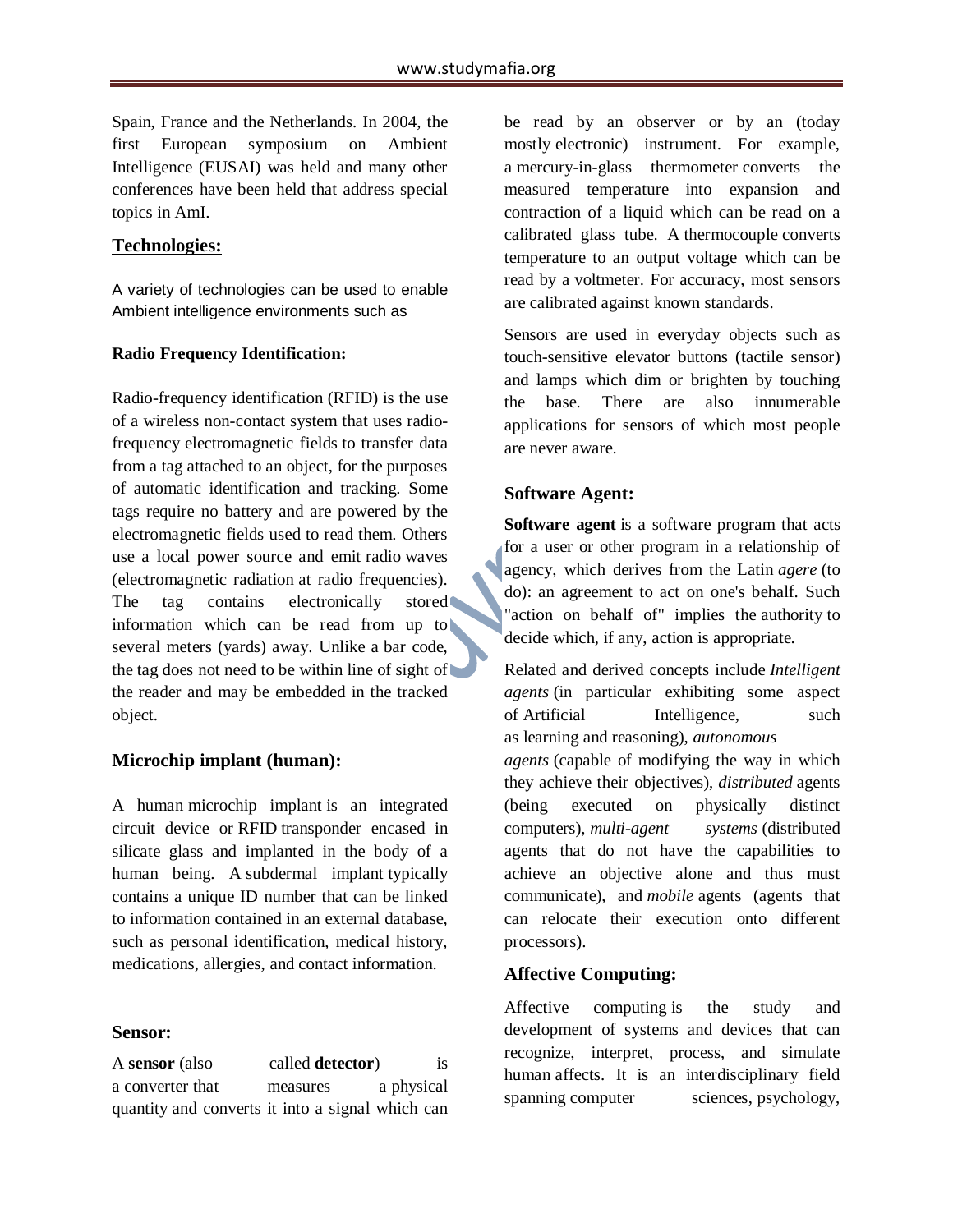Spain, France and the Netherlands. In 2004, the first European symposium on Ambient Intelligence (EUSAI) was held and many other conferences have been held that address special topics in AmI.

## Technologies:

A variety of technologies can be used to enable Ambient intelligence environments such as

### Radio Frequency Identification:

Radio-frequency identification (RFID) is the use of a wireless non-contact system that uses radio-frequency electromagnetic fields to transfer data from a tag attached to an object, for the purposes of automatic identification and tracking. Some tags require no battery and are powered by the electromagnetic fields used to read them. Others use a local power source and emit radio waves (electromagnetic radiation at radio frequencies). The tag contains electronically stored information which can be read from up to several meters (yards) away. Unlike a bar code, the tag does not need to be within line of sight of the reader and may be embedded in the tracked object.

### Microchip implant (human):

A human microchip implant is an integrated circuit device or RFID transponder encased in silicate glass and implanted in the body of a human being. A subdermal implant typically contains a unique ID number that can be linked to information contained in an external database, such as personal identification, medical history, medications, allergies, and contact information.

### Sensor:

A **sensor** (also called **detector**) is a converter that measures a physical quantity and converts it into a signal which can be read by an observer or by an (today mostly electronic) instrument. For example, a mercury-in-glass thermometer converts the measured temperature into expansion and contraction of a liquid which can be read on a calibrated glass tube. A thermocouple converts temperature to an output voltage which can be read by a voltmeter. For accuracy, most sensors are calibrated against known standards.

Sensors are used in everyday objects such as touch-sensitive elevator buttons (tactile sensor) and lamps which dim or brighten by touching the base. There are also innumerable applications for sensors of which most people are never aware.

### Software Agent:

**Software agent** is a software program that acts for a user or other program in a relationship of agency, which derives from the Latin *agere* (to do): an agreement to act on one's behalf. Such "action on behalf of" implies the authority to decide which, if any, action is appropriate.

Related and derived concepts include *Intelligent agents* (in particular exhibiting some aspect of Artificial Intelligence, such as learning and reasoning), *autonomous agents* (capable of modifying the way in which they achieve their objectives), *distributed* agents (being executed on physically distinct computers), *multi-agent systems* (distributed agents that do not have the capabilities to achieve an objective alone and thus must communicate), and *mobile* agents (agents that can relocate their execution onto different processors).

### Affective Computing:

Affective computing is the study and development of systems and devices that can recognize, interpret, process, and simulate human affects. It is an interdisciplinary field spanning computer sciences, psychology,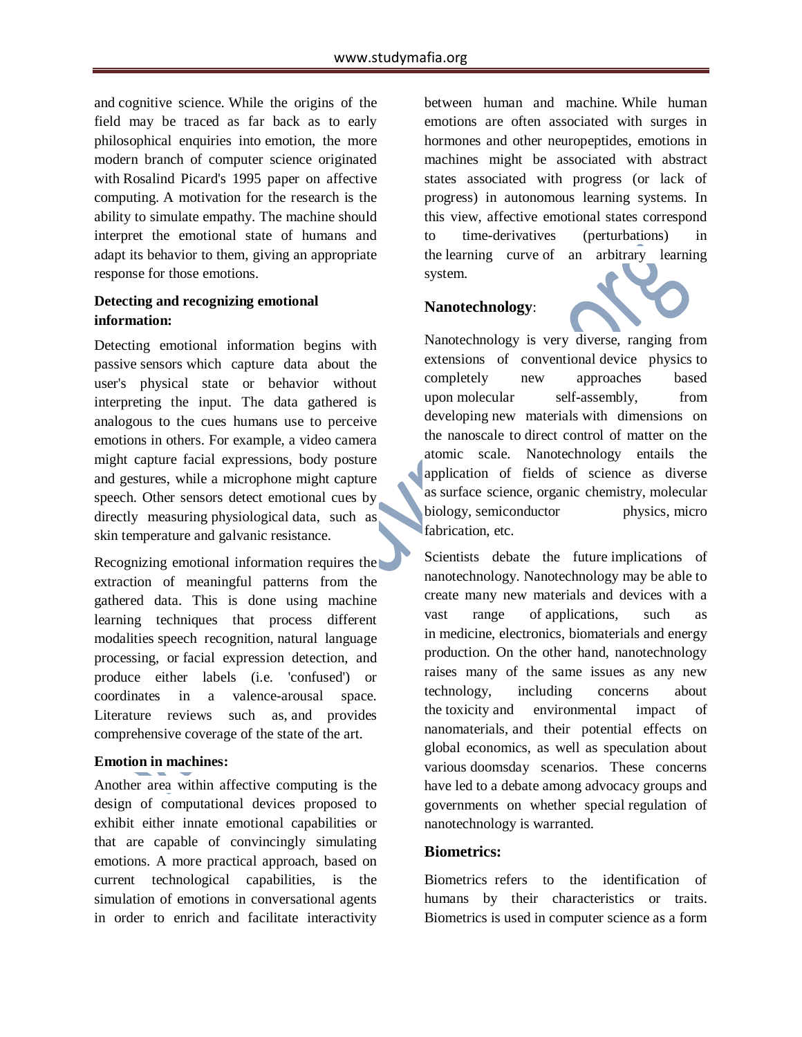and cognitive science. While the origins of the field may be traced as far back as to early philosophical enquiries into emotion, the more modern branch of computer science originated with Rosalind Picard's 1995 paper on affective computing. A motivation for the research is the ability to simulate empathy. The machine should interpret the emotional state of humans and adapt its behavior to them, giving an appropriate response for those emotions.

**Detecting and recognizing emotional information:**

Detecting emotional information begins with passive sensors which capture data about the user's physical state or behavior without interpreting the input. The data gathered is analogous to the cues humans use to perceive emotions in others. For example, a video camera might capture facial expressions, body posture and gestures, while a microphone might capture speech. Other sensors detect emotional cues by directly measuring physiological data, such as skin temperature and galvanic resistance.

Recognizing emotional information requires the extraction of meaningful patterns from the gathered data. This is done using machine learning techniques that process different modalities speech recognition, natural language processing, or facial expression detection, and produce either labels (i.e. 'confused') or coordinates in a valence-arousal space. Literature reviews such as, and provides comprehensive coverage of the state of the art.

**Emotion in machines:**

Another area within affective computing is the design of computational devices proposed to exhibit either innate emotional capabilities or that are capable of convincingly simulating emotions. A more practical approach, based on current technological capabilities, is the simulation of emotions in conversational agents in order to enrich and facilitate interactivity between human and machine. While human emotions are often associated with surges in hormones and other neuropeptides, emotions in machines might be associated with abstract states associated with progress (or lack of progress) in autonomous learning systems. In this view, affective emotional states correspond to time-derivatives (perturbations) in the learning curve of an arbitrary learning system.

**Nanotechnology**:

Nanotechnology is very diverse, ranging from extensions of conventional device physics to completely new approaches based upon molecular self-assembly, from developing new materials with dimensions on the nanoscale to direct control of matter on the atomic scale. Nanotechnology entails the application of fields of science as diverse as surface science, organic chemistry, molecular biology, semiconductor physics, micro fabrication, etc.

Scientists debate the future implications of nanotechnology. Nanotechnology may be able to create many new materials and devices with a vast range of applications, such as in medicine, electronics, biomaterials and energy production. On the other hand, nanotechnology raises many of the same issues as any new technology, including concerns about the toxicity and environmental impact of nanomaterials, and their potential effects on global economics, as well as speculation about various doomsday scenarios. These concerns have led to a debate among advocacy groups and governments on whether special regulation of nanotechnology is warranted.

**Biometrics:**

Biometrics refers to the identification of humans by their characteristics or traits. Biometrics is used in computer science as a form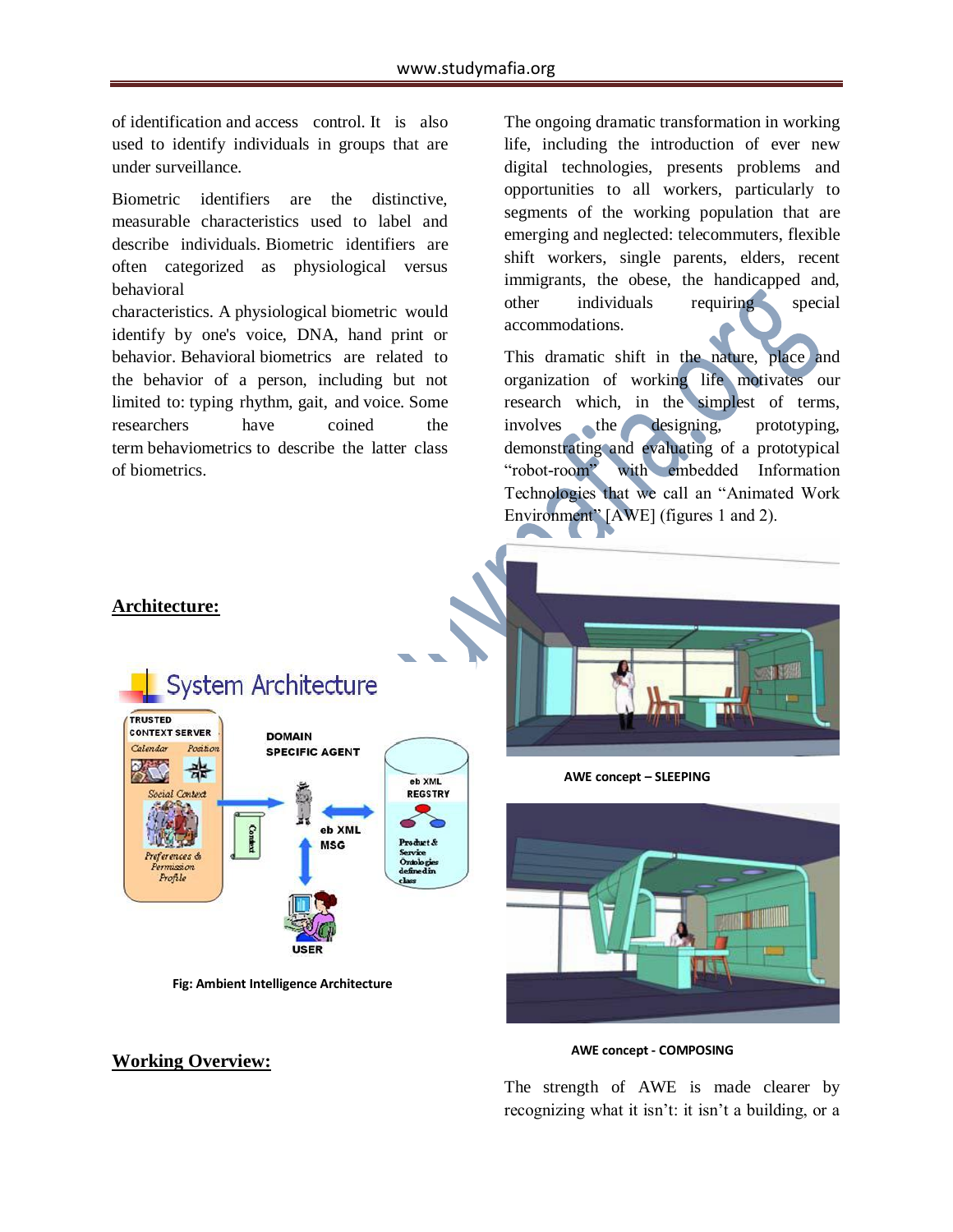of identification and access control. It is also used to identify individuals in groups that are under surveillance.

Biometric identifiers are the distinctive, measurable characteristics used to label and describe individuals. Biometric identifiers are often categorized as physiological versus behavioral characteristics. A physiological biometric would identify by one's voice, DNA, hand print or behavior. Behavioral biometrics are related to the behavior of a person, including but not limited to: typing rhythm, gait, and voice. Some researchers have coined the term behaviometrics to describe the latter class of biometrics.

The ongoing dramatic transformation in working life, including the introduction of ever new digital technologies, presents problems and opportunities to all workers, particularly to segments of the working population that are emerging and neglected: telecommuters, flexible shift workers, single parents, elders, recent immigrants, the obese, the handicapped and, other individuals requiring special accommodations.

This dramatic shift in the nature, place and organization of working life motivates our research which, in the simplest of terms, involves the designing, prototyping, demonstrating and evaluating of a prototypical "robot-room" with embedded Information Technologies that we call an "Animated Work Environment" [AWE] (figures 1 and 2).

## Architecture:

Fig: Ambient Intelligence Architecture

AWE concept – SLEEPING

AWE concept - COMPOSING

## Working Overview:

The strength of AWE is made clearer by recognizing what it isn't: it isn't a building, or a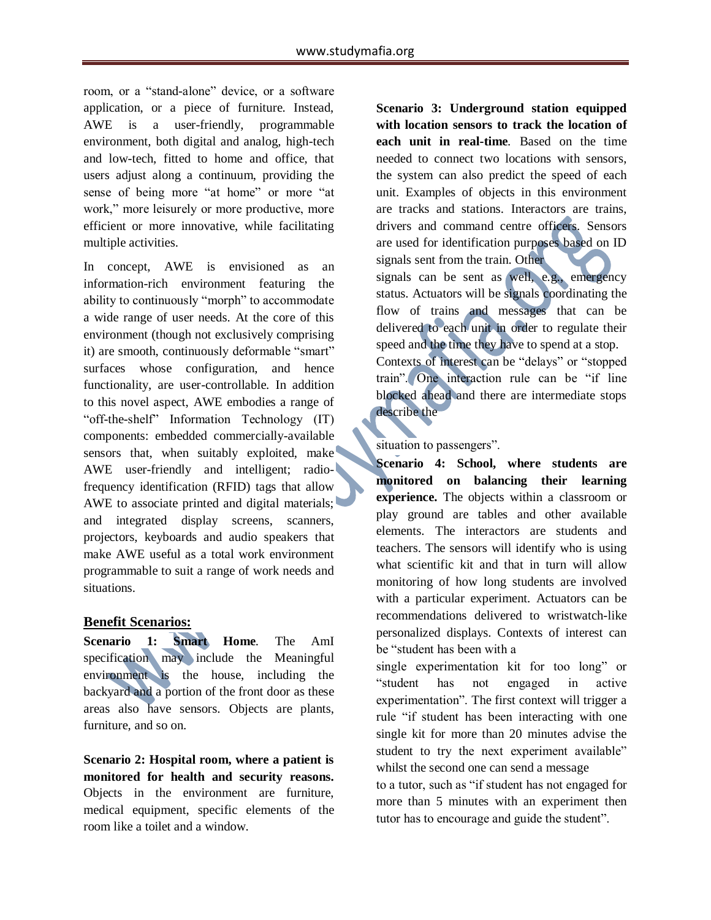room, or a "stand-alone" device, or a software application, or a piece of furniture. Instead, AWE is a user-friendly, programmable environment, both digital and analog, high-tech and low-tech, fitted to home and office, that users adjust along a continuum, providing the sense of being more "at home" or more "at work," more leisurely or more productive, more efficient or more innovative, while facilitating multiple activities.

In concept, AWE is envisioned as an information-rich environment featuring the ability to continuously "morph" to accommodate a wide range of user needs. At the core of this environment (though not exclusively comprising it) are smooth, continuously deformable "smart" surfaces whose configuration, and hence functionality, are user-controllable. In addition to this novel aspect, AWE embodies a range of "off-the-shelf" Information Technology (IT) components: embedded commercially-available sensors that, when suitably exploited, make AWE user-friendly and intelligent; radio-frequency identification (RFID) tags that allow AWE to associate printed and digital materials; and integrated display screens, scanners, projectors, keyboards and audio speakers that make AWE useful as a total work environment programmable to suit a range of work needs and situations.

## Benefit Scenarios:

**Scenario 1: Smart Home**. The AmI specification may include the Meaningful environment is the house, including the backyard and a portion of the front door as these areas also have sensors. Objects are plants, furniture, and so on.

**Scenario 2: Hospital room, where a patient is monitored for health and security reasons.** Objects in the environment are furniture, medical equipment, specific elements of the room like a toilet and a window.

**Scenario 3: Underground station equipped with location sensors to track the location of each unit in real-time**. Based on the time needed to connect two locations with sensors, the system can also predict the speed of each unit. Examples of objects in this environment are tracks and stations. Interactors are trains, drivers and command centre officers. Sensors are used for identification purposes based on ID signals sent from the train. Other signals can be sent as well, e.g., emergency status. Actuators will be signals coordinating the flow of trains and messages that can be delivered to each unit in order to regulate their speed and the time they have to spend at a stop. Contexts of interest can be "delays" or "stopped train". One interaction rule can be "if line blocked ahead and there are intermediate stops describe the situation to passengers".

**Scenario 4: School, where students are monitored on balancing their learning experience.** The objects within a classroom or play ground are tables and other available elements. The interactors are students and teachers. The sensors will identify who is using what scientific kit and that in turn will allow monitoring of how long students are involved with a particular experiment. Actuators can be recommendations delivered to wristwatch-like personalized displays. Contexts of interest can be "student has been with a single experimentation kit for too long" or "student has not engaged in active experimentation". The first context will trigger a rule "if student has been interacting with one single kit for more than 20 minutes advise the student to try the next experiment available" whilst the second one can send a message to a tutor, such as "if student has not engaged for more than 5 minutes with an experiment then tutor has to encourage and guide the student".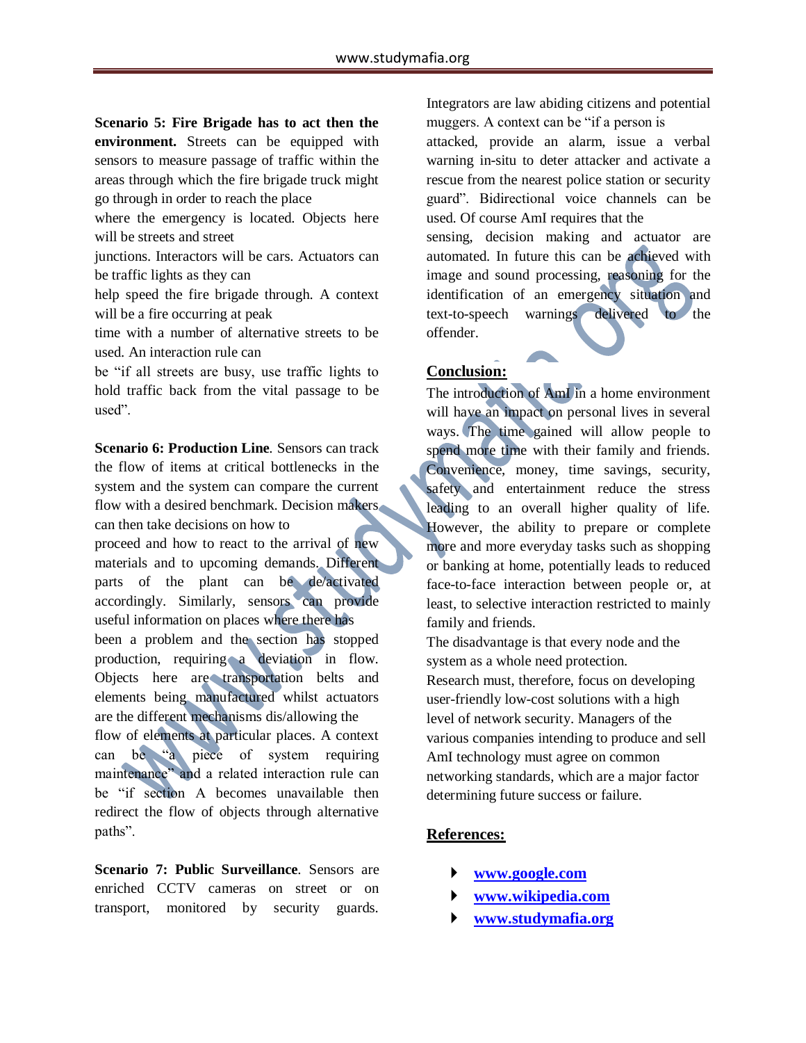**Scenario 5: Fire Brigade has to act then the environment.** Streets can be equipped with sensors to measure passage of traffic within the areas through which the fire brigade truck might go through in order to reach the place where the emergency is located. Objects here will be streets and street junctions. Interactors will be cars. Actuators can be traffic lights as they can help speed the fire brigade through. A context will be a fire occurring at peak time with a number of alternative streets to be used. An interaction rule can be "if all streets are busy, use traffic lights to hold traffic back from the vital passage to be used".

**Scenario 6: Production Line**. Sensors can track the flow of items at critical bottlenecks in the system and the system can compare the current flow with a desired benchmark. Decision makers can then take decisions on how to proceed and how to react to the arrival of new materials and to upcoming demands. Different parts of the plant can be de/activated accordingly. Similarly, sensors can provide useful information on places where there has been a problem and the section has stopped production, requiring a deviation in flow. Objects here are transportation belts and elements being manufactured whilst actuators are the different mechanisms dis/allowing the flow of elements at particular places. A context can be "a piece of system requiring maintenance" and a related interaction rule can be "if section A becomes unavailable then redirect the flow of objects through alternative paths".

**Scenario 7: Public Surveillance**. Sensors are enriched CCTV cameras on street or on transport, monitored by security guards. Integrators are law abiding citizens and potential muggers. A context can be "if a person is attacked, provide an alarm, issue a verbal warning in-situ to deter attacker and activate a rescue from the nearest police station or security guard". Bidirectional voice channels can be used. Of course AmI requires that the sensing, decision making and actuator are automated. In future this can be achieved with image and sound processing, reasoning for the identification of an emergency situation and text-to-speech warnings delivered to the offender.

## Conclusion:

The introduction of AmI in a home environment will have an impact on personal lives in several ways. The time gained will allow people to spend more time with their family and friends. Convenience, money, time savings, security, safety and entertainment reduce the stress leading to an overall higher quality of life. However, the ability to prepare or complete more and more everyday tasks such as shopping or banking at home, potentially leads to reduced face-to-face interaction between people or, at least, to selective interaction restricted to mainly family and friends.

The disadvantage is that every node and the system as a whole need protection.

Research must, therefore, focus on developing user-friendly low-cost solutions with a high level of network security. Managers of the various companies intending to produce and sell AmI technology must agree on common networking standards, which are a major factor determining future success or failure.

## References:

- www.google.com
- www.wikipedia.com
- www.studymafia.org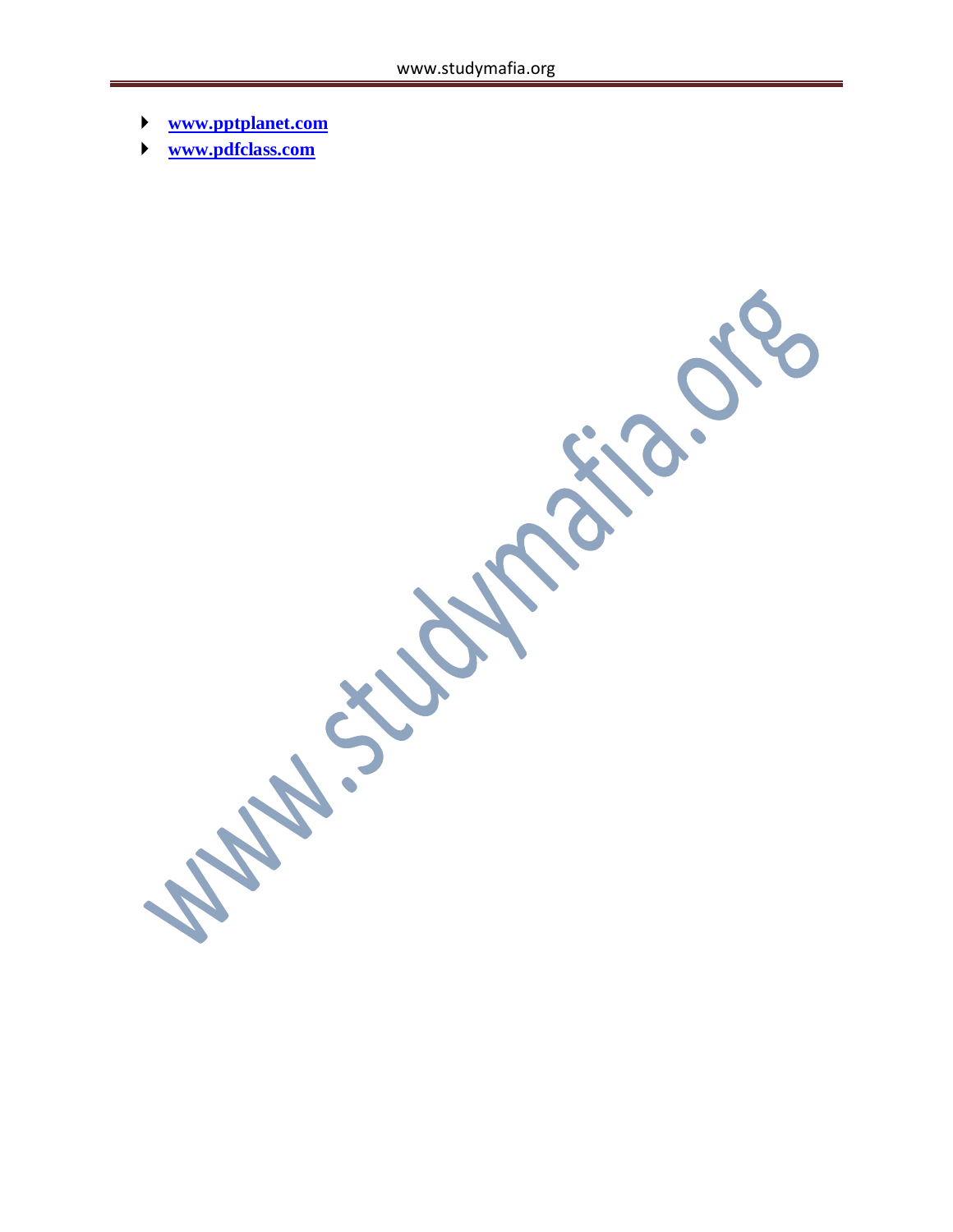- **www.pptplanet.com**
- **www.pdfclass.com**